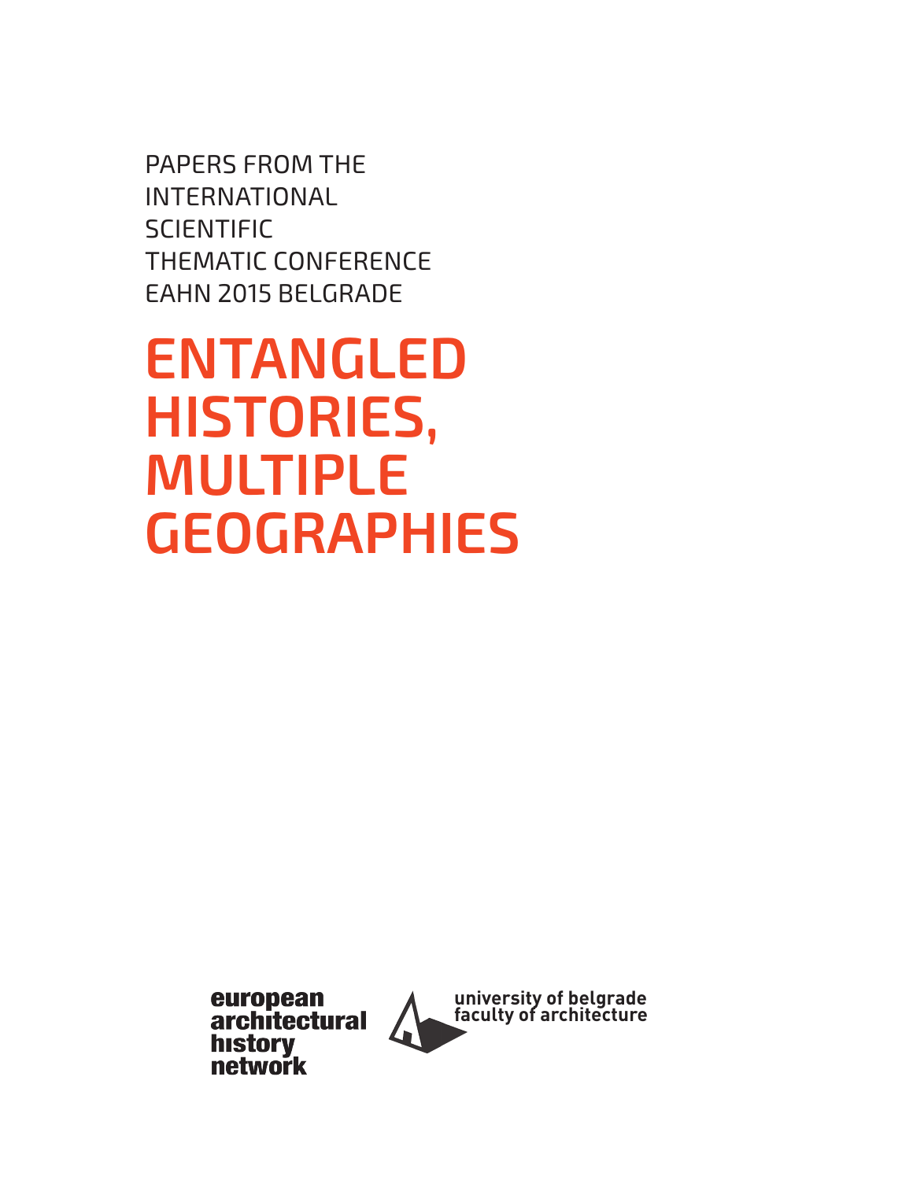PAPERS FROM THE INTERNATIONAL SCIENTIFIC THEMATIC CONFERENCE EAHN 2015 BELGRADE

# ENTANGLED HISTORIES, MULTIPLE GEOGRAPHIES

european architectural history network

university of belgrade faculty of architecture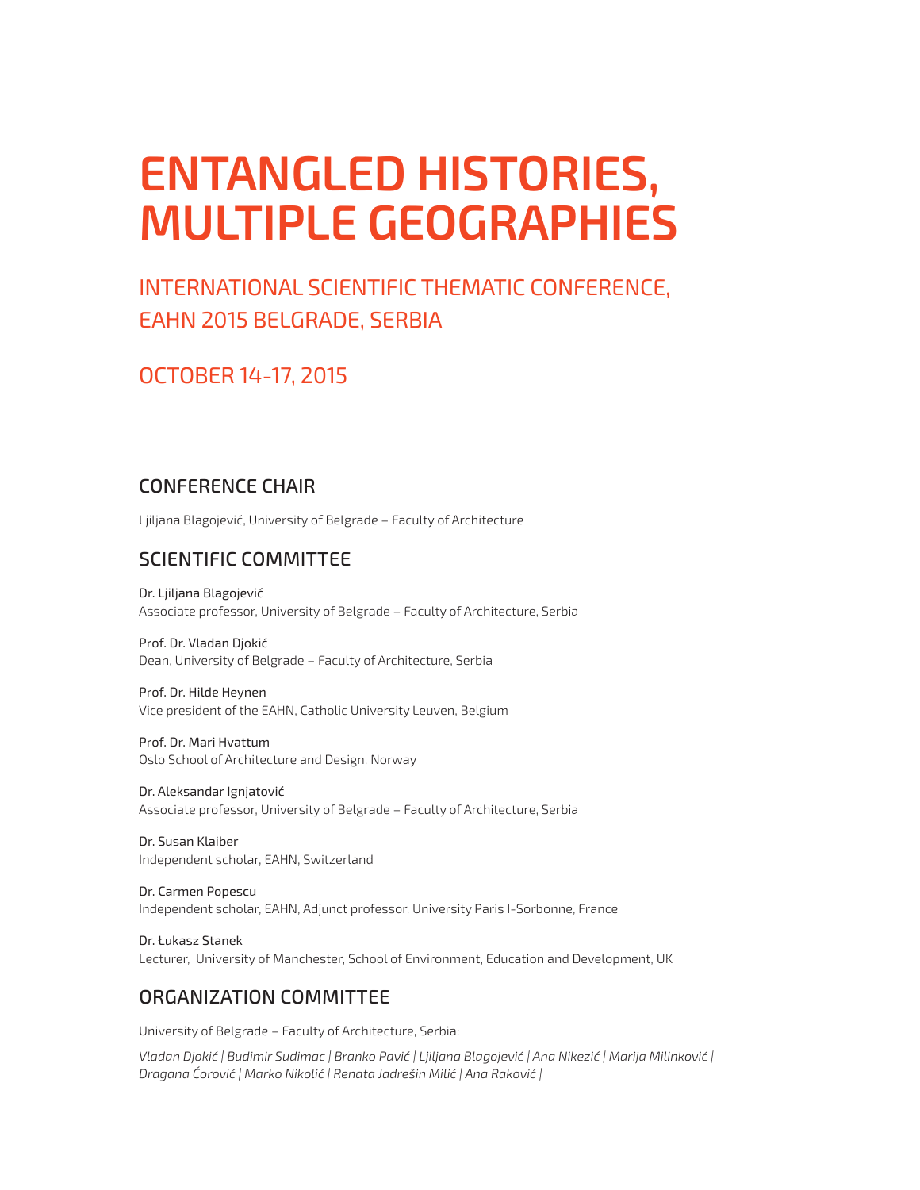# ENTANGLED HISTORIES, MULTIPLE GEOGRAPHIES

## INTERNATIONAL SCIENTIFIC THEMATIC CONFERENCE, EAHN 2015 BELGRADE, SERBIA

## OCTOBER 14-17, 2015

### CONFERENCE CHAIR

Ljiljana Blagojević, University of Belgrade – Faculty of Architecture

### SCIENTIFIC COMMITTEE

Dr. Ljiljana Blagojević
Associate professor, University of Belgrade – Faculty of Architecture, Serbia

Prof. Dr. Vladan Djokić
Dean, University of Belgrade – Faculty of Architecture, Serbia

Prof. Dr. Hilde Heynen
Vice president of the EAHN, Catholic University Leuven, Belgium

Prof. Dr. Mari Hvattum
Oslo School of Architecture and Design, Norway

Dr. Aleksandar Ignjatović
Associate professor, University of Belgrade – Faculty of Architecture, Serbia

Dr. Susan Klaiber
Independent scholar, EAHN, Switzerland

Dr. Carmen Popescu
Independent scholar, EAHN, Adjunct professor, University Paris I-Sorbonne, France

Dr. Łukasz Stanek
Lecturer, University of Manchester, School of Environment, Education and Development, UK

### ORGANIZATION COMMITTEE

University of Belgrade – Faculty of Architecture, Serbia:

*Vladan Djokić | Budimir Sudimac | Branko Pavić | Ljiljana Blagojević | Ana Nikezić | Marija Milinković | Dragana Ćorović | Marko Nikolić | Renata Jadrešin Milić | Ana Raković |*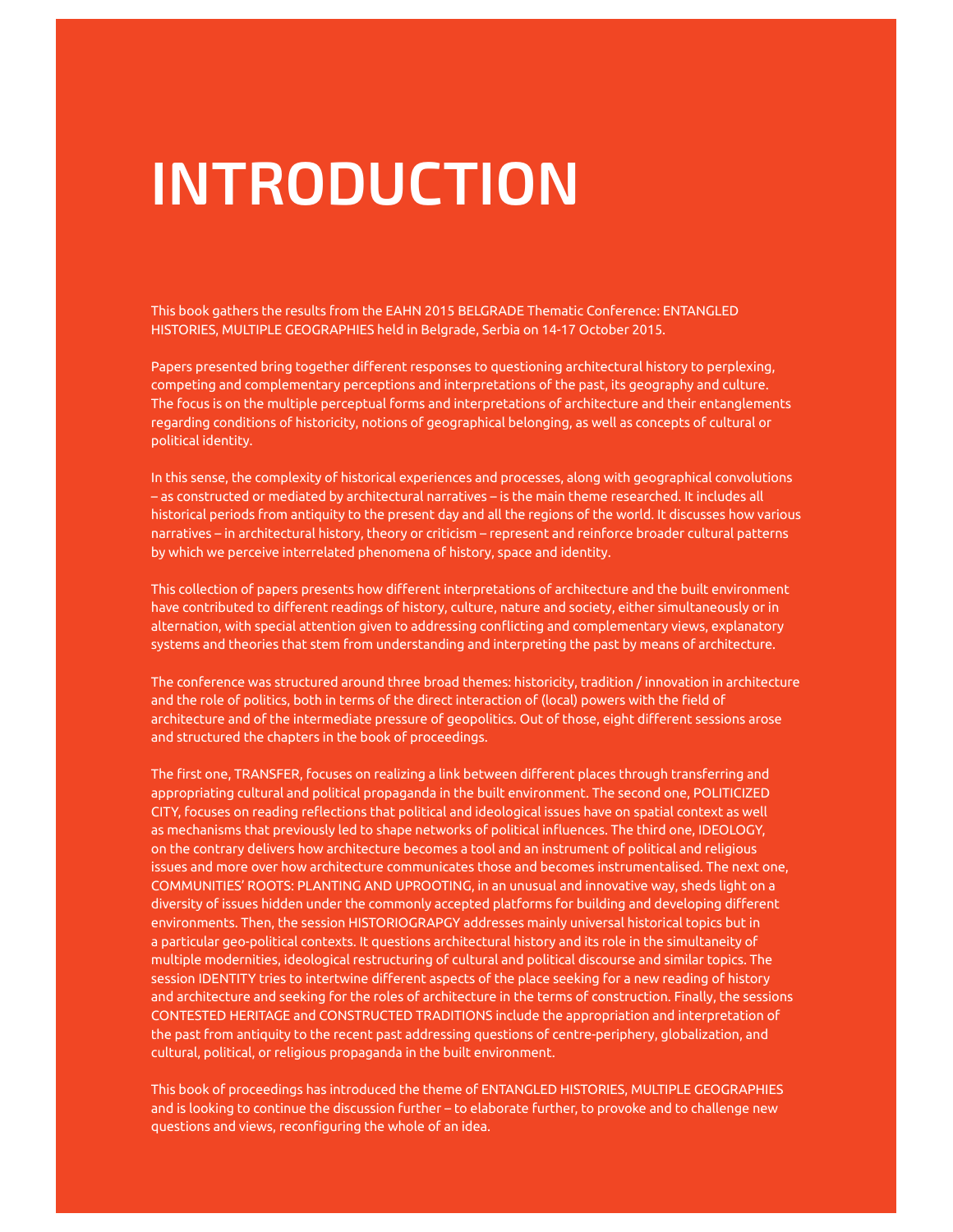# INTRODUCTION

This book gathers the results from the EAHN 2015 BELGRADE Thematic Conference: ENTANGLED HISTORIES, MULTIPLE GEOGRAPHIES held in Belgrade, Serbia on 14-17 October 2015.

Papers presented bring together different responses to questioning architectural history to perplexing, competing and complementary perceptions and interpretations of the past, its geography and culture. The focus is on the multiple perceptual forms and interpretations of architecture and their entanglements regarding conditions of historicity, notions of geographical belonging, as well as concepts of cultural or political identity.

In this sense, the complexity of historical experiences and processes, along with geographical convolutions – as constructed or mediated by architectural narratives – is the main theme researched. It includes all historical periods from antiquity to the present day and all the regions of the world. It discusses how various narratives – in architectural history, theory or criticism – represent and reinforce broader cultural patterns by which we perceive interrelated phenomena of history, space and identity.

This collection of papers presents how different interpretations of architecture and the built environment have contributed to different readings of history, culture, nature and society, either simultaneously or in alternation, with special attention given to addressing conflicting and complementary views, explanatory systems and theories that stem from understanding and interpreting the past by means of architecture.

The conference was structured around three broad themes: historicity, tradition / innovation in architecture and the role of politics, both in terms of the direct interaction of (local) powers with the field of architecture and of the intermediate pressure of geopolitics. Out of those, eight different sessions arose and structured the chapters in the book of proceedings.

The first one, TRANSFER, focuses on realizing a link between different places through transferring and appropriating cultural and political propaganda in the built environment. The second one, POLITICIZED CITY, focuses on reading reflections that political and ideological issues have on spatial context as well as mechanisms that previously led to shape networks of political influences. The third one, IDEOLOGY, on the contrary delivers how architecture becomes a tool and an instrument of political and religious issues and more over how architecture communicates those and becomes instrumentalised. The next one, COMMUNITIES' ROOTS: PLANTING AND UPROOTING, in an unusual and innovative way, sheds light on a diversity of issues hidden under the commonly accepted platforms for building and developing different environments. Then, the session HISTORIOGRAPGY addresses mainly universal historical topics but in a particular geo-political contexts. It questions architectural history and its role in the simultaneity of multiple modernities, ideological restructuring of cultural and political discourse and similar topics. The session IDENTITY tries to intertwine different aspects of the place seeking for a new reading of history and architecture and seeking for the roles of architecture in the terms of construction. Finally, the sessions CONTESTED HERITAGE and CONSTRUCTED TRADITIONS include the appropriation and interpretation of the past from antiquity to the recent past addressing questions of centre-periphery, globalization, and cultural, political, or religious propaganda in the built environment.

This book of proceedings has introduced the theme of ENTANGLED HISTORIES, MULTIPLE GEOGRAPHIES and is looking to continue the discussion further – to elaborate further, to provoke and to challenge new questions and views, reconfiguring the whole of an idea.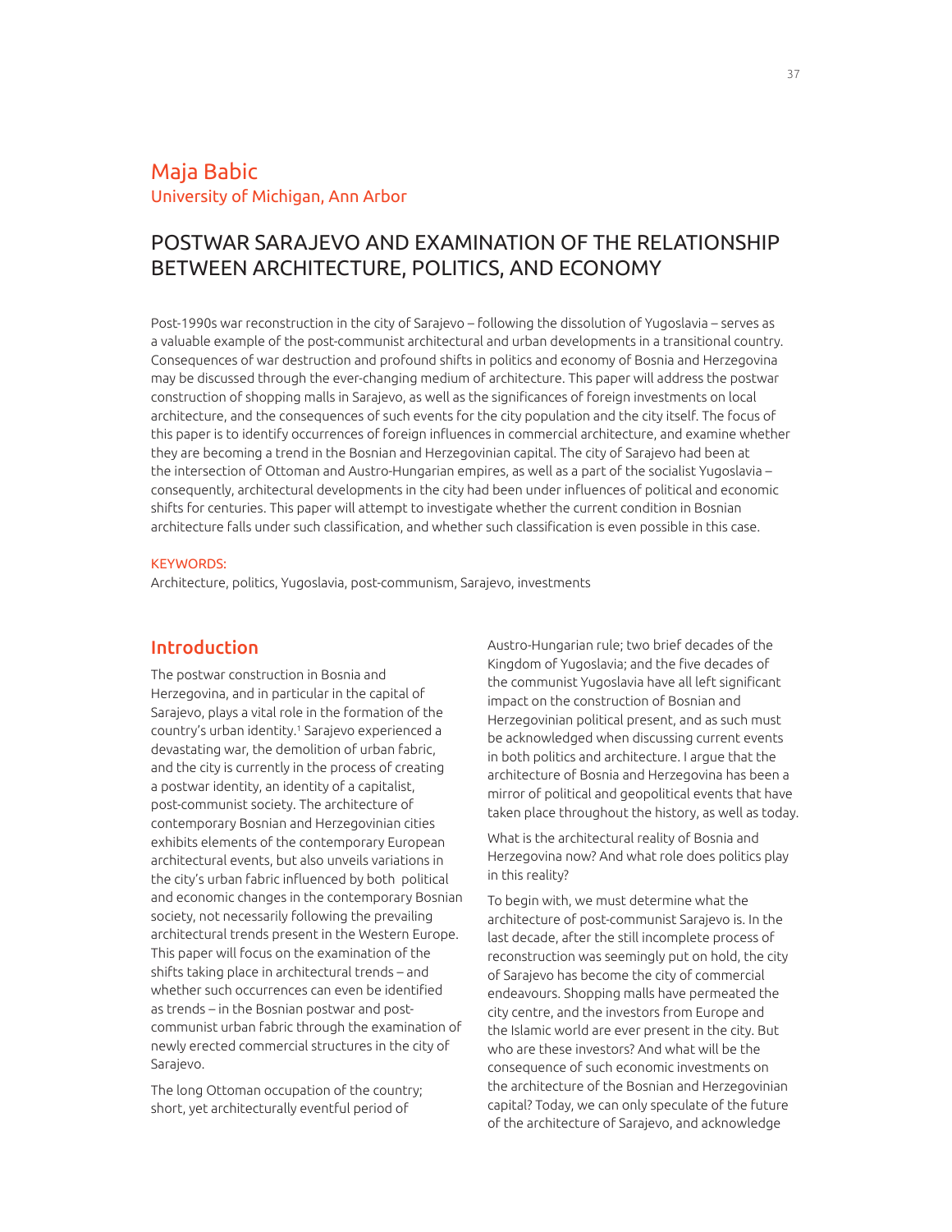# Maja Babic

University of Michigan, Ann Arbor

## POSTWAR SARAJEVO AND EXAMINATION OF THE RELATIONSHIP BETWEEN ARCHITECTURE, POLITICS, AND ECONOMY

Post-1990s war reconstruction in the city of Sarajevo – following the dissolution of Yugoslavia – serves as a valuable example of the post-communist architectural and urban developments in a transitional country. Consequences of war destruction and profound shifts in politics and economy of Bosnia and Herzegovina may be discussed through the ever-changing medium of architecture. This paper will address the postwar construction of shopping malls in Sarajevo, as well as the significances of foreign investments on local architecture, and the consequences of such events for the city population and the city itself. The focus of this paper is to identify occurrences of foreign influences in commercial architecture, and examine whether they are becoming a trend in the Bosnian and Herzegovinian capital. The city of Sarajevo had been at the intersection of Ottoman and Austro-Hungarian empires, as well as a part of the socialist Yugoslavia – consequently, architectural developments in the city had been under influences of political and economic shifts for centuries. This paper will attempt to investigate whether the current condition in Bosnian architecture falls under such classification, and whether such classification is even possible in this case.

KEYWORDS:

Architecture, politics, Yugoslavia, post-communism, Sarajevo, investments

## Introduction

The postwar construction in Bosnia and Herzegovina, and in particular in the capital of Sarajevo, plays a vital role in the formation of the country's urban identity.[1] Sarajevo experienced a devastating war, the demolition of urban fabric, and the city is currently in the process of creating a postwar identity, an identity of a capitalist, post-communist society. The architecture of contemporary Bosnian and Herzegovinian cities exhibits elements of the contemporary European architectural events, but also unveils variations in the city's urban fabric influenced by both political and economic changes in the contemporary Bosnian society, not necessarily following the prevailing architectural trends present in the Western Europe. This paper will focus on the examination of the shifts taking place in architectural trends – and whether such occurrences can even be identified as trends – in the Bosnian postwar and post-communist urban fabric through the examination of newly erected commercial structures in the city of Sarajevo.

The long Ottoman occupation of the country; short, yet architecturally eventful period of Austro-Hungarian rule; two brief decades of the Kingdom of Yugoslavia; and the five decades of the communist Yugoslavia have all left significant impact on the construction of Bosnian and Herzegovinian political present, and as such must be acknowledged when discussing current events in both politics and architecture. I argue that the architecture of Bosnia and Herzegovina has been a mirror of political and geopolitical events that have taken place throughout the history, as well as today.

What is the architectural reality of Bosnia and Herzegovina now? And what role does politics play in this reality?

To begin with, we must determine what the architecture of post-communist Sarajevo is. In the last decade, after the still incomplete process of reconstruction was seemingly put on hold, the city of Sarajevo has become the city of commercial endeavours. Shopping malls have permeated the city centre, and the investors from Europe and the Islamic world are ever present in the city. But who are these investors? And what will be the consequence of such economic investments on the architecture of the Bosnian and Herzegovinian capital? Today, we can only speculate of the future of the architecture of Sarajevo, and acknowledge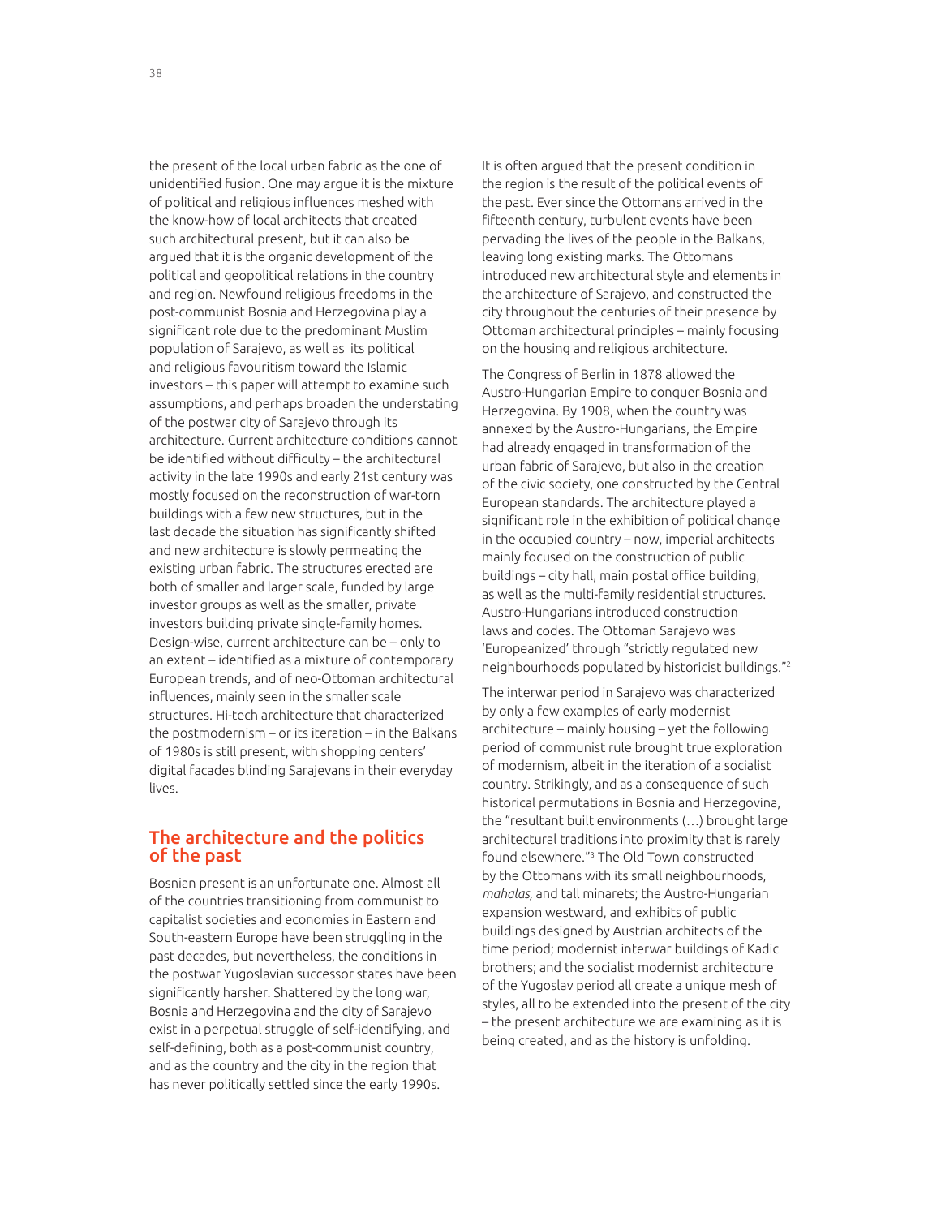the present of the local urban fabric as the one of unidentified fusion. One may argue it is the mixture of political and religious influences meshed with the know-how of local architects that created such architectural present, but it can also be argued that it is the organic development of the political and geopolitical relations in the country and region. Newfound religious freedoms in the post-communist Bosnia and Herzegovina play a significant role due to the predominant Muslim population of Sarajevo, as well as its political and religious favouritism toward the Islamic investors – this paper will attempt to examine such assumptions, and perhaps broaden the understating of the postwar city of Sarajevo through its architecture. Current architecture conditions cannot be identified without difficulty – the architectural activity in the late 1990s and early 21st century was mostly focused on the reconstruction of war-torn buildings with a few new structures, but in the last decade the situation has significantly shifted and new architecture is slowly permeating the existing urban fabric. The structures erected are both of smaller and larger scale, funded by large investor groups as well as the smaller, private investors building private single-family homes. Design-wise, current architecture can be – only to an extent – identified as a mixture of contemporary European trends, and of neo-Ottoman architectural influences, mainly seen in the smaller scale structures. Hi-tech architecture that characterized the postmodernism – or its iteration – in the Balkans of 1980s is still present, with shopping centers' digital facades blinding Sarajevans in their everyday lives.

## The architecture and the politics of the past

Bosnian present is an unfortunate one. Almost all of the countries transitioning from communist to capitalist societies and economies in Eastern and South-eastern Europe have been struggling in the past decades, but nevertheless, the conditions in the postwar Yugoslavian successor states have been significantly harsher. Shattered by the long war, Bosnia and Herzegovina and the city of Sarajevo exist in a perpetual struggle of self-identifying, and self-defining, both as a post-communist country, and as the country and the city in the region that has never politically settled since the early 1990s.

It is often argued that the present condition in the region is the result of the political events of the past. Ever since the Ottomans arrived in the fifteenth century, turbulent events have been pervading the lives of the people in the Balkans, leaving long existing marks. The Ottomans introduced new architectural style and elements in the architecture of Sarajevo, and constructed the city throughout the centuries of their presence by Ottoman architectural principles – mainly focusing on the housing and religious architecture.

The Congress of Berlin in 1878 allowed the Austro-Hungarian Empire to conquer Bosnia and Herzegovina. By 1908, when the country was annexed by the Austro-Hungarians, the Empire had already engaged in transformation of the urban fabric of Sarajevo, but also in the creation of the civic society, one constructed by the Central European standards. The architecture played a significant role in the exhibition of political change in the occupied country – now, imperial architects mainly focused on the construction of public buildings – city hall, main postal office building, as well as the multi-family residential structures. Austro-Hungarians introduced construction laws and codes. The Ottoman Sarajevo was 'Europeanized' through "strictly regulated new neighbourhoods populated by historicist buildings."[2]

The interwar period in Sarajevo was characterized by only a few examples of early modernist architecture – mainly housing – yet the following period of communist rule brought true exploration of modernism, albeit in the iteration of a socialist country. Strikingly, and as a consequence of such historical permutations in Bosnia and Herzegovina, the "resultant built environments (…) brought large architectural traditions into proximity that is rarely found elsewhere."[3] The Old Town constructed by the Ottomans with its small neighbourhoods, *mahalas,* and tall minarets; the Austro-Hungarian expansion westward, and exhibits of public buildings designed by Austrian architects of the time period; modernist interwar buildings of Kadic brothers; and the socialist modernist architecture of the Yugoslav period all create a unique mesh of styles, all to be extended into the present of the city – the present architecture we are examining as it is being created, and as the history is unfolding.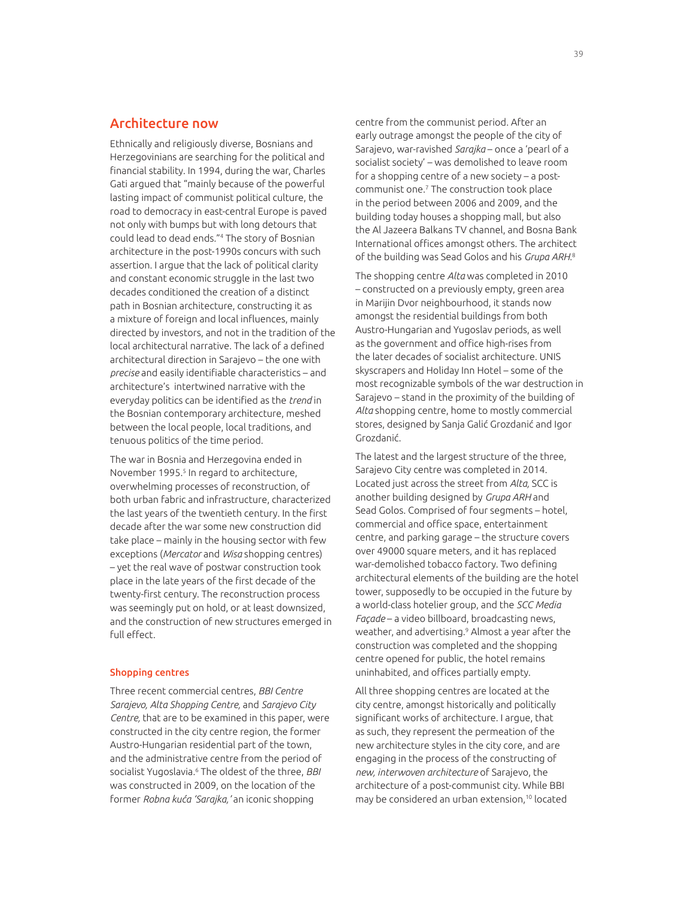## Architecture now

Ethnically and religiously diverse, Bosnians and Herzegovinians are searching for the political and financial stability. In 1994, during the war, Charles Gati argued that "mainly because of the powerful lasting impact of communist political culture, the road to democracy in east-central Europe is paved not only with bumps but with long detours that could lead to dead ends."[4] The story of Bosnian architecture in the post-1990s concurs with such assertion. I argue that the lack of political clarity and constant economic struggle in the last two decades conditioned the creation of a distinct path in Bosnian architecture, constructing it as a mixture of foreign and local influences, mainly directed by investors, and not in the tradition of the local architectural narrative. The lack of a defined architectural direction in Sarajevo – the one with *precise* and easily identifiable characteristics – and architecture's intertwined narrative with the everyday politics can be identified as the *trend* in the Bosnian contemporary architecture, meshed between the local people, local traditions, and tenuous politics of the time period.

The war in Bosnia and Herzegovina ended in November 1995.[5] In regard to architecture, overwhelming processes of reconstruction, of both urban fabric and infrastructure, characterized the last years of the twentieth century. In the first decade after the war some new construction did take place – mainly in the housing sector with few exceptions (*Mercator* and *Wisa* shopping centres) – yet the real wave of postwar construction took place in the late years of the first decade of the twenty-first century. The reconstruction process was seemingly put on hold, or at least downsized, and the construction of new structures emerged in full effect.

### Shopping centres

Three recent commercial centres, *BBI Centre Sarajevo, Alta Shopping Centre,* and *Sarajevo City Centre,* that are to be examined in this paper, were constructed in the city centre region, the former Austro-Hungarian residential part of the town, and the administrative centre from the period of socialist Yugoslavia.[6] The oldest of the three, *BBI* was constructed in 2009, on the location of the former *Robna kuća 'Sarajka,'* an iconic shopping centre from the communist period. After an early outrage amongst the people of the city of Sarajevo, war-ravished *Sarajka* – once a 'pearl of a socialist society' – was demolished to leave room for a shopping centre of a new society – a post-communist one.[7] The construction took place in the period between 2006 and 2009, and the building today houses a shopping mall, but also the Al Jazeera Balkans TV channel, and Bosna Bank International offices amongst others. The architect of the building was Sead Golos and his *Grupa ARH*.[8]

The shopping centre *Alta* was completed in 2010 – constructed on a previously empty, green area in Marijin Dvor neighbourhood, it stands now amongst the residential buildings from both Austro-Hungarian and Yugoslav periods, as well as the government and office high-rises from the later decades of socialist architecture. UNIS skyscrapers and Holiday Inn Hotel – some of the most recognizable symbols of the war destruction in Sarajevo – stand in the proximity of the building of *Alta* shopping centre, home to mostly commercial stores, designed by Sanja Galić Grozdanić and Igor Grozdanić.

The latest and the largest structure of the three, Sarajevo City centre was completed in 2014. Located just across the street from *Alta,* SCC is another building designed by *Grupa ARH* and Sead Golos. Comprised of four segments – hotel, commercial and office space, entertainment centre, and parking garage – the structure covers over 49000 square meters, and it has replaced war-demolished tobacco factory. Two defining architectural elements of the building are the hotel tower, supposedly to be occupied in the future by a world-class hotelier group, and the *SCC Media Façade* – a video billboard, broadcasting news, weather, and advertising.[9] Almost a year after the construction was completed and the shopping centre opened for public, the hotel remains uninhabited, and offices partially empty.

All three shopping centres are located at the city centre, amongst historically and politically significant works of architecture. I argue, that as such, they represent the permeation of the new architecture styles in the city core, and are engaging in the process of the constructing of *new, interwoven architecture* of Sarajevo, the architecture of a post-communist city. While BBI may be considered an urban extension,[10] located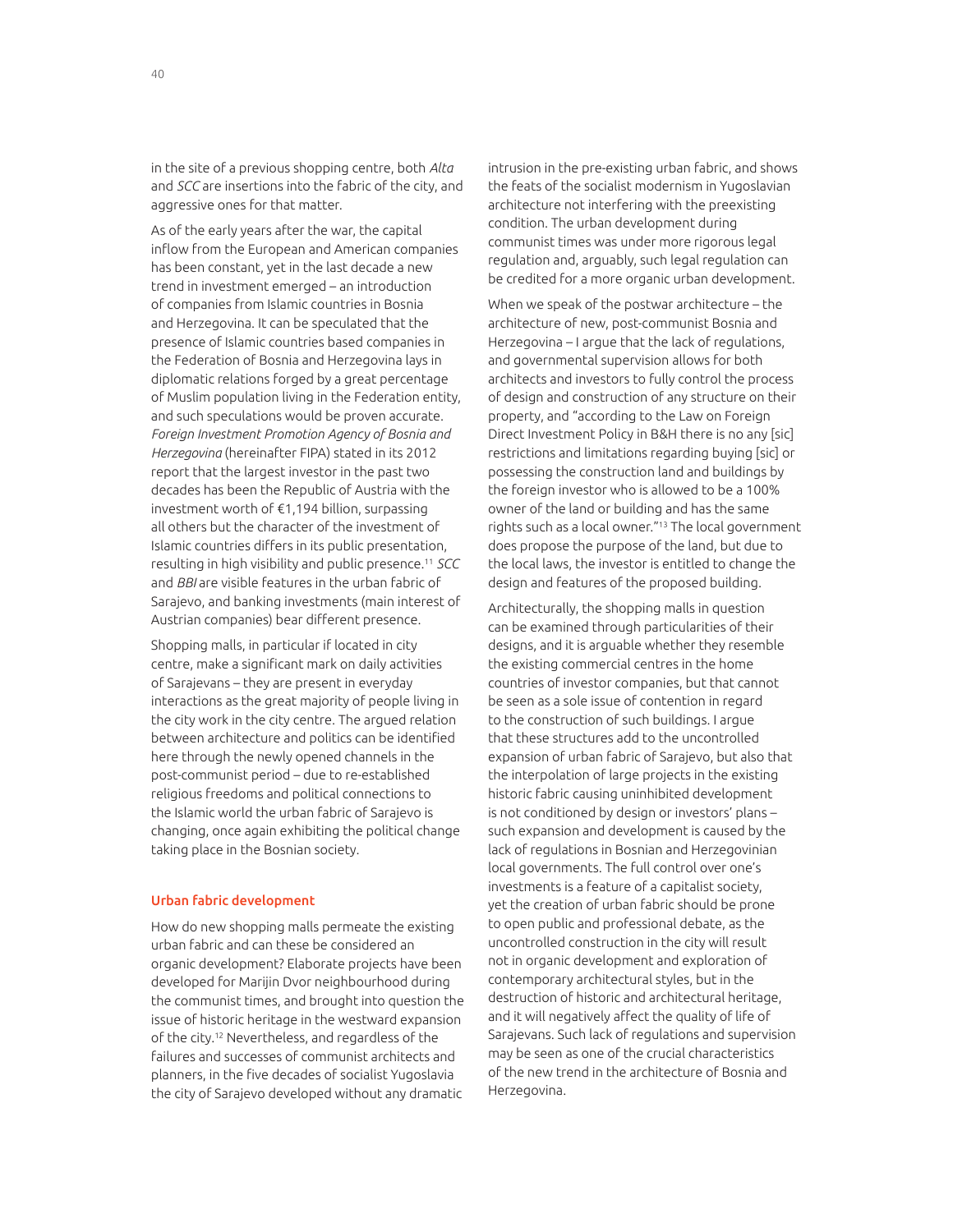in the site of a previous shopping centre, both *Alta* and *SCC* are insertions into the fabric of the city, and aggressive ones for that matter.

As of the early years after the war, the capital inflow from the European and American companies has been constant, yet in the last decade a new trend in investment emerged – an introduction of companies from Islamic countries in Bosnia and Herzegovina. It can be speculated that the presence of Islamic countries based companies in the Federation of Bosnia and Herzegovina lays in diplomatic relations forged by a great percentage of Muslim population living in the Federation entity, and such speculations would be proven accurate. *Foreign Investment Promotion Agency of Bosnia and Herzegovina* (hereinafter FIPA) stated in its 2012 report that the largest investor in the past two decades has been the Republic of Austria with the investment worth of €1,194 billion, surpassing all others but the character of the investment of Islamic countries differs in its public presentation, resulting in high visibility and public presence.[11] *SCC* and *BBI* are visible features in the urban fabric of Sarajevo, and banking investments (main interest of Austrian companies) bear different presence.

Shopping malls, in particular if located in city centre, make a significant mark on daily activities of Sarajevans – they are present in everyday interactions as the great majority of people living in the city work in the city centre. The argued relation between architecture and politics can be identified here through the newly opened channels in the post-communist period – due to re-established religious freedoms and political connections to the Islamic world the urban fabric of Sarajevo is changing, once again exhibiting the political change taking place in the Bosnian society.

### Urban fabric development

How do new shopping malls permeate the existing urban fabric and can these be considered an organic development? Elaborate projects have been developed for Marijin Dvor neighbourhood during the communist times, and brought into question the issue of historic heritage in the westward expansion of the city.[12] Nevertheless, and regardless of the failures and successes of communist architects and planners, in the five decades of socialist Yugoslavia the city of Sarajevo developed without any dramatic intrusion in the pre-existing urban fabric, and shows the feats of the socialist modernism in Yugoslavian architecture not interfering with the preexisting condition. The urban development during communist times was under more rigorous legal regulation and, arguably, such legal regulation can be credited for a more organic urban development.

When we speak of the postwar architecture – the architecture of new, post-communist Bosnia and Herzegovina – I argue that the lack of regulations, and governmental supervision allows for both architects and investors to fully control the process of design and construction of any structure on their property, and "according to the Law on Foreign Direct Investment Policy in B&H there is no any [sic] restrictions and limitations regarding buying [sic] or possessing the construction land and buildings by the foreign investor who is allowed to be a 100% owner of the land or building and has the same rights such as a local owner."[13] The local government does propose the purpose of the land, but due to the local laws, the investor is entitled to change the design and features of the proposed building.

Architecturally, the shopping malls in question can be examined through particularities of their designs, and it is arguable whether they resemble the existing commercial centres in the home countries of investor companies, but that cannot be seen as a sole issue of contention in regard to the construction of such buildings. I argue that these structures add to the uncontrolled expansion of urban fabric of Sarajevo, but also that the interpolation of large projects in the existing historic fabric causing uninhibited development is not conditioned by design or investors' plans – such expansion and development is caused by the lack of regulations in Bosnian and Herzegovinian local governments. The full control over one's investments is a feature of a capitalist society, yet the creation of urban fabric should be prone to open public and professional debate, as the uncontrolled construction in the city will result not in organic development and exploration of contemporary architectural styles, but in the destruction of historic and architectural heritage, and it will negatively affect the quality of life of Sarajevans. Such lack of regulations and supervision may be seen as one of the crucial characteristics of the new trend in the architecture of Bosnia and Herzegovina.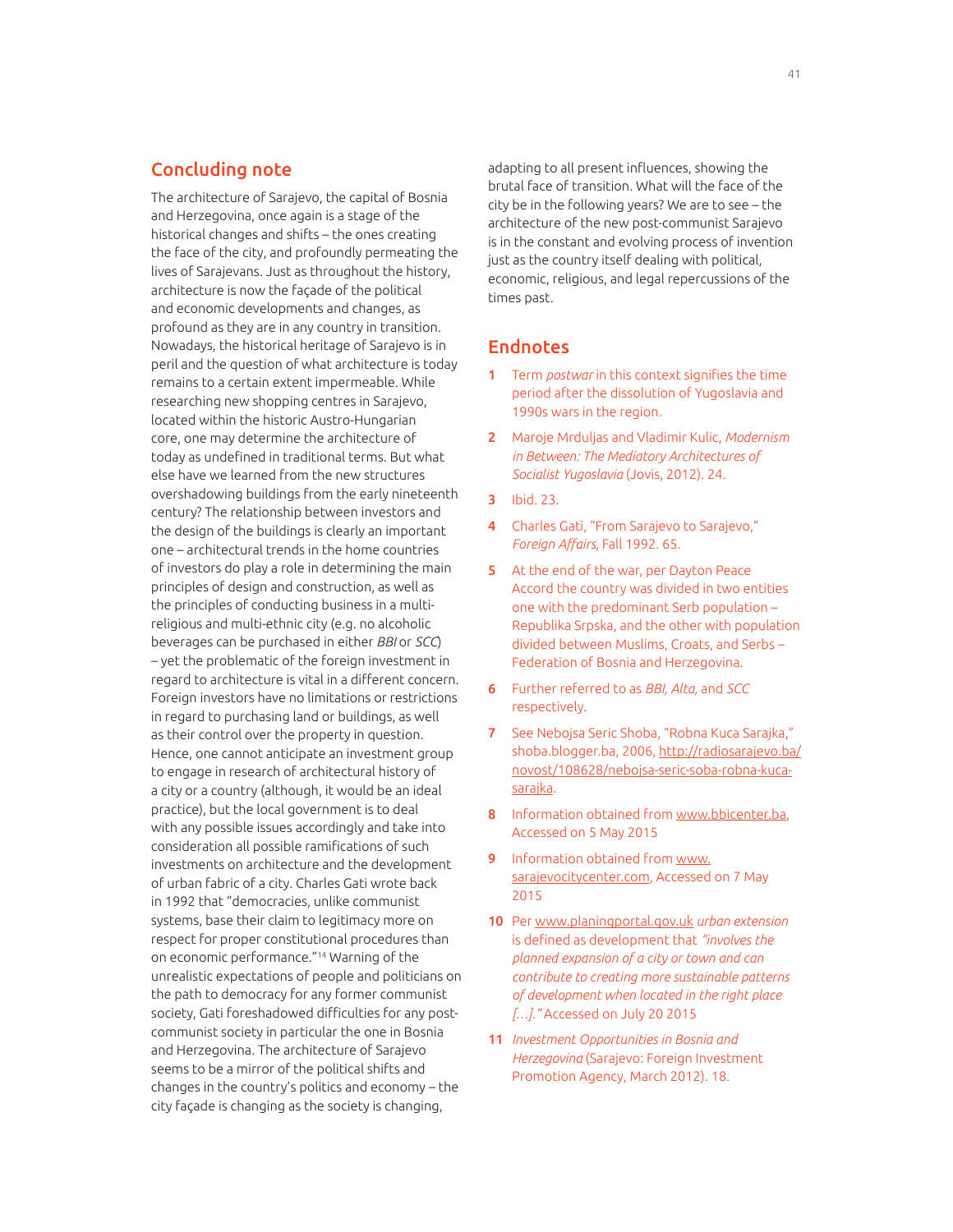## Concluding note

The architecture of Sarajevo, the capital of Bosnia and Herzegovina, once again is a stage of the historical changes and shifts – the ones creating the face of the city, and profoundly permeating the lives of Sarajevans. Just as throughout the history, architecture is now the façade of the political and economic developments and changes, as profound as they are in any country in transition. Nowadays, the historical heritage of Sarajevo is in peril and the question of what architecture is today remains to a certain extent impermeable. While researching new shopping centres in Sarajevo, located within the historic Austro-Hungarian core, one may determine the architecture of today as undefined in traditional terms. But what else have we learned from the new structures overshadowing buildings from the early nineteenth century? The relationship between investors and the design of the buildings is clearly an important one – architectural trends in the home countries of investors do play a role in determining the main principles of design and construction, as well as the principles of conducting business in a multi-religious and multi-ethnic city (e.g. no alcoholic beverages can be purchased in either *BBI* or *SCC*) – yet the problematic of the foreign investment in regard to architecture is vital in a different concern. Foreign investors have no limitations or restrictions in regard to purchasing land or buildings, as well as their control over the property in question. Hence, one cannot anticipate an investment group to engage in research of architectural history of a city or a country (although, it would be an ideal practice), but the local government is to deal with any possible issues accordingly and take into consideration all possible ramifications of such investments on architecture and the development of urban fabric of a city. Charles Gati wrote back in 1992 that "democracies, unlike communist systems, base their claim to legitimacy more on respect for proper constitutional procedures than on economic performance."[14] Warning of the unrealistic expectations of people and politicians on the path to democracy for any former communist society, Gati foreshadowed difficulties for any post-communist society in particular the one in Bosnia and Herzegovina. The architecture of Sarajevo seems to be a mirror of the political shifts and changes in the country's politics and economy – the city façade is changing as the society is changing, adapting to all present influences, showing the brutal face of transition. What will the face of the city be in the following years? We are to see – the architecture of the new post-communist Sarajevo is in the constant and evolving process of invention just as the country itself dealing with political, economic, religious, and legal repercussions of the times past.

## Endnotes

1. Term *postwar* in this context signifies the time period after the dissolution of Yugoslavia and 1990s wars in the region.
2. Maroje Mrduljas and Vladimir Kulic, *Modernism in Between: The Mediatory Architectures of Socialist Yugoslavia* (Jovis, 2012). 24.
3. Ibid. 23.
4. Charles Gati, "From Sarajevo to Sarajevo," *Foreign Affairs*, Fall 1992. 65.
5. At the end of the war, per Dayton Peace Accord the country was divided in two entities one with the predominant Serb population – Republika Srpska, and the other with population divided between Muslims, Croats, and Serbs – Federation of Bosnia and Herzegovina.
6. Further referred to as *BBI*, *Alta*, and *SCC* respectively.
7. See Nebojsa Seric Shoba, "Robna Kuca Sarajka," shoba.blogger.ba, 2006, http://radiosarajevo.ba/novost/108628/nebojsa-seric-soba-robna-kuca-sarajka.
8. Information obtained from www.bbicenter.ba, Accessed on 5 May 2015
9. Information obtained from www.sarajevocitycenter.com, Accessed on 7 May 2015
10. Per www.planingportal.gov.uk *urban extension* is defined as development that *"involves the planned expansion of a city or town and can contribute to creating more sustainable patterns of development when located in the right place […]."* Accessed on July 20 2015
11. *Investment Opportunities in Bosnia and Herzegovina* (Sarajevo: Foreign Investment Promotion Agency, March 2012). 18.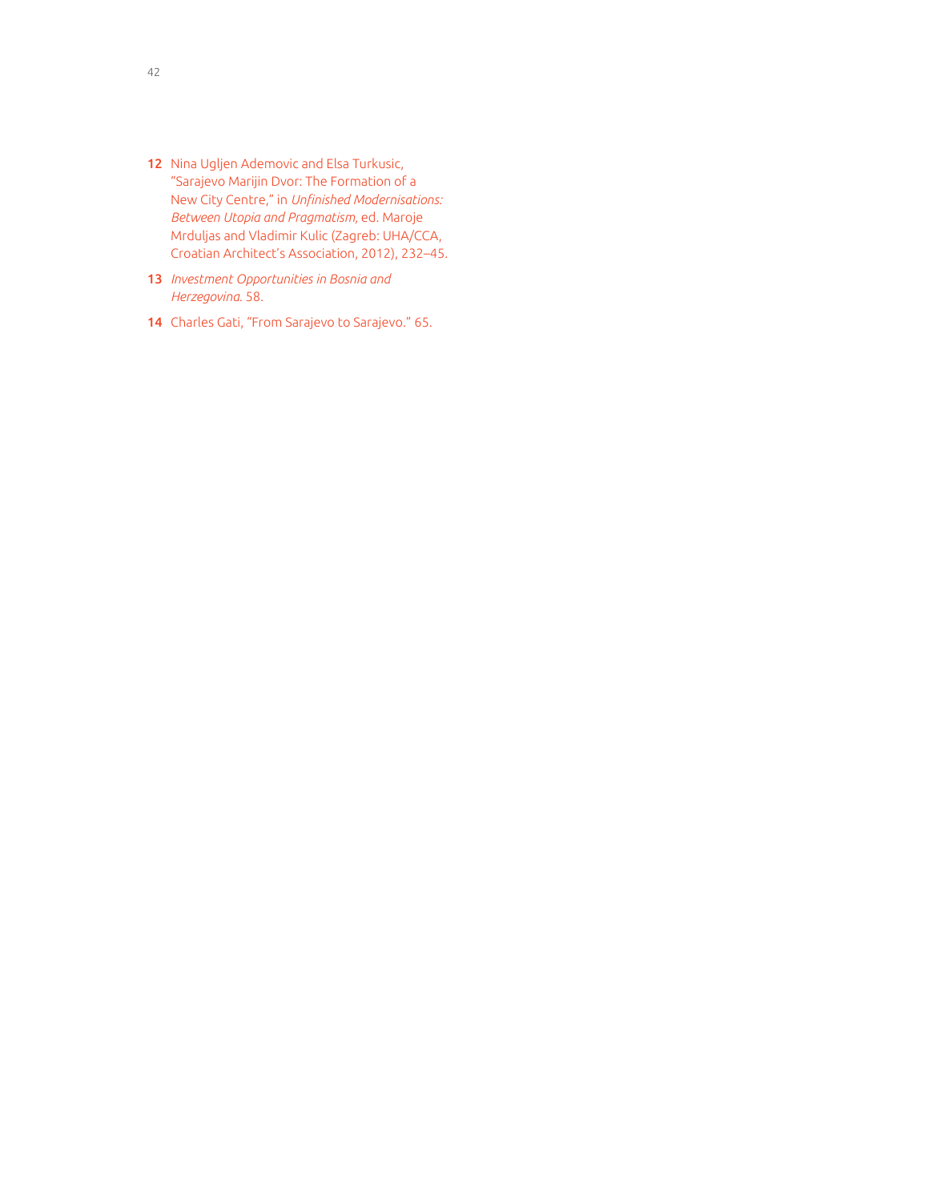12 Nina Ugljen Ademovic and Elsa Turkusic, “Sarajevo Marijin Dvor: The Formation of a New City Centre,” in *Unfinished Modernisations: Between Utopia and Pragmatism*, ed. Maroje Mrduljas and Vladimir Kulic (Zagreb: UHA/CCA, Croatian Architect’s Association, 2012), 232–45.

13 *Investment Opportunities in Bosnia and Herzegovina*. 58.

14 Charles Gati, “From Sarajevo to Sarajevo.” 65.